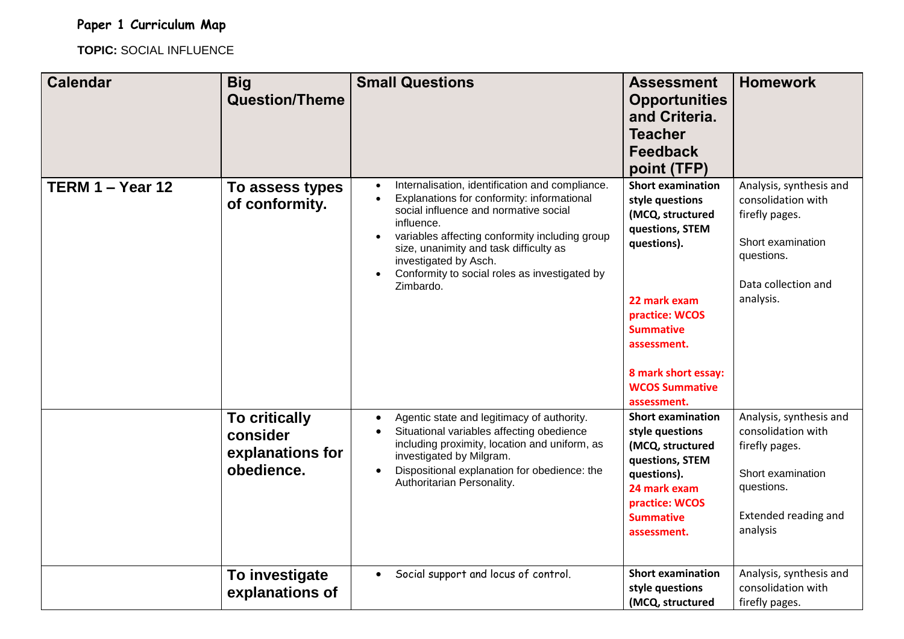# Paper 1 Curriculum Map

**TOPIC:** SOCIAL INFLUENCE

| Calendar | Big Question/Theme | Small Questions | Assessment Opportunities and Criteria. Teacher Feedback point (TFP) | Homework |
|---|---|---|---|---|
| **TERM 1 – Year 12** | **To assess types of conformity.** | • Internalisation, identification and compliance.<br>• Explanations for conformity: informational social influence and normative social influence.<br>• variables affecting conformity including group size, unanimity and task difficulty as investigated by Asch.<br>• Conformity to social roles as investigated by Zimbardo. | **Short examination style questions (MCQ, structured questions, STEM questions).**<br><br>**22 mark exam practice: WCOS Summative assessment.**<br><br>**8 mark short essay: WCOS Summative assessment.** | Analysis, synthesis and consolidation with firefly pages.<br><br>Short examination questions.<br><br>Data collection and analysis. |
| | **To critically consider explanations for obedience.** | • Agentic state and legitimacy of authority.<br>• Situational variables affecting obedience including proximity, location and uniform, as investigated by Milgram.<br>• Dispositional explanation for obedience: the Authoritarian Personality. | **Short examination style questions (MCQ, structured questions, STEM questions).**<br>**24 mark exam practice: WCOS Summative assessment.** | Analysis, synthesis and consolidation with firefly pages.<br><br>Short examination questions.<br><br>Extended reading and analysis |
| | **To investigate explanations of** | • Social support and locus of control. | **Short examination style questions (MCQ, structured** | Analysis, synthesis and consolidation with firefly pages. |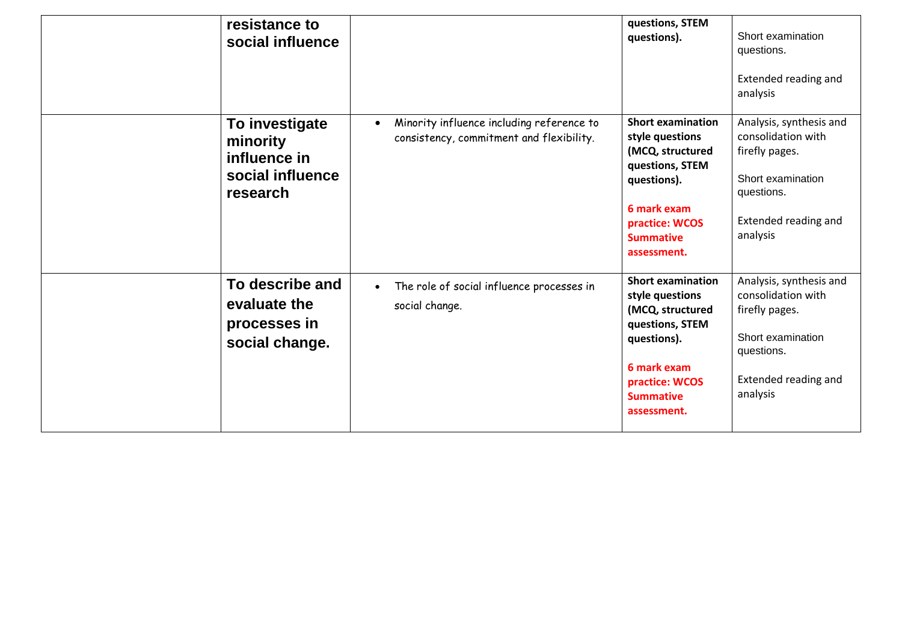| | | | | |
|---|---|---|---|---|
| | **resistance to social influence** | | **questions, STEM questions).** | Short examination questions.<br><br>Extended reading and analysis |
| | **To investigate minority influence in social influence research** | • Minority influence including reference to consistency, commitment and flexibility. | **Short examination style questions (MCQ, structured questions, STEM questions).**<br><br>**6 mark exam practice: WCOS Summative assessment.** | Analysis, synthesis and consolidation with firefly pages.<br><br>Short examination questions.<br><br>Extended reading and analysis |
| | **To describe and evaluate the processes in social change.** | • The role of social influence processes in social change. | **Short examination style questions (MCQ, structured questions, STEM questions).**<br><br>**6 mark exam practice: WCOS Summative assessment.** | Analysis, synthesis and consolidation with firefly pages.<br><br>Short examination questions.<br><br>Extended reading and analysis |